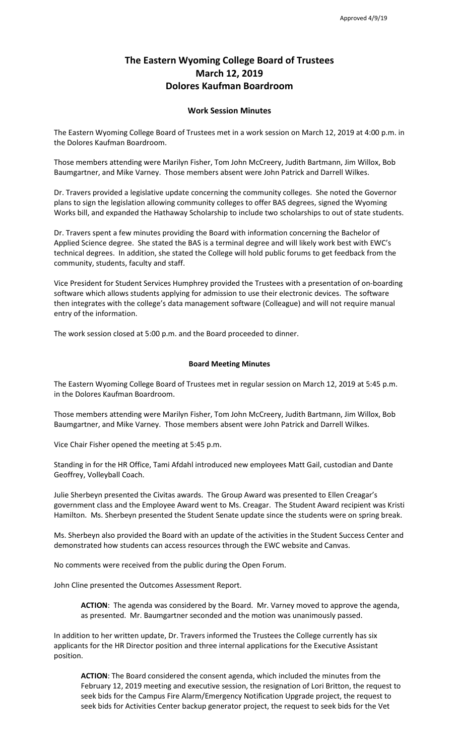Approved 4/9/19

# The Eastern Wyoming College Board of Trustees
# March 12, 2019
# Dolores Kaufman Boardroom

## Work Session Minutes

The Eastern Wyoming College Board of Trustees met in a work session on March 12, 2019 at 4:00 p.m. in the Dolores Kaufman Boardroom.

Those members attending were Marilyn Fisher, Tom John McCreery, Judith Bartmann, Jim Willox, Bob Baumgartner, and Mike Varney. Those members absent were John Patrick and Darrell Wilkes.

Dr. Travers provided a legislative update concerning the community colleges. She noted the Governor plans to sign the legislation allowing community colleges to offer BAS degrees, signed the Wyoming Works bill, and expanded the Hathaway Scholarship to include two scholarships to out of state students.

Dr. Travers spent a few minutes providing the Board with information concerning the Bachelor of Applied Science degree. She stated the BAS is a terminal degree and will likely work best with EWC's technical degrees. In addition, she stated the College will hold public forums to get feedback from the community, students, faculty and staff.

Vice President for Student Services Humphrey provided the Trustees with a presentation of on-boarding software which allows students applying for admission to use their electronic devices. The software then integrates with the college's data management software (Colleague) and will not require manual entry of the information.

The work session closed at 5:00 p.m. and the Board proceeded to dinner.

## Board Meeting Minutes

The Eastern Wyoming College Board of Trustees met in regular session on March 12, 2019 at 5:45 p.m. in the Dolores Kaufman Boardroom.

Those members attending were Marilyn Fisher, Tom John McCreery, Judith Bartmann, Jim Willox, Bob Baumgartner, and Mike Varney. Those members absent were John Patrick and Darrell Wilkes.

Vice Chair Fisher opened the meeting at 5:45 p.m.

Standing in for the HR Office, Tami Afdahl introduced new employees Matt Gail, custodian and Dante Geoffrey, Volleyball Coach.

Julie Sherbeyn presented the Civitas awards. The Group Award was presented to Ellen Creagar's government class and the Employee Award went to Ms. Creagar. The Student Award recipient was Kristi Hamilton. Ms. Sherbeyn presented the Student Senate update since the students were on spring break.

Ms. Sherbeyn also provided the Board with an update of the activities in the Student Success Center and demonstrated how students can access resources through the EWC website and Canvas.

No comments were received from the public during the Open Forum.

John Cline presented the Outcomes Assessment Report.

> **ACTION**: The agenda was considered by the Board. Mr. Varney moved to approve the agenda, as presented. Mr. Baumgartner seconded and the motion was unanimously passed.

In addition to her written update, Dr. Travers informed the Trustees the College currently has six applicants for the HR Director position and three internal applications for the Executive Assistant position.

> **ACTION**: The Board considered the consent agenda, which included the minutes from the February 12, 2019 meeting and executive session, the resignation of Lori Britton, the request to seek bids for the Campus Fire Alarm/Emergency Notification Upgrade project, the request to seek bids for Activities Center backup generator project, the request to seek bids for the Vet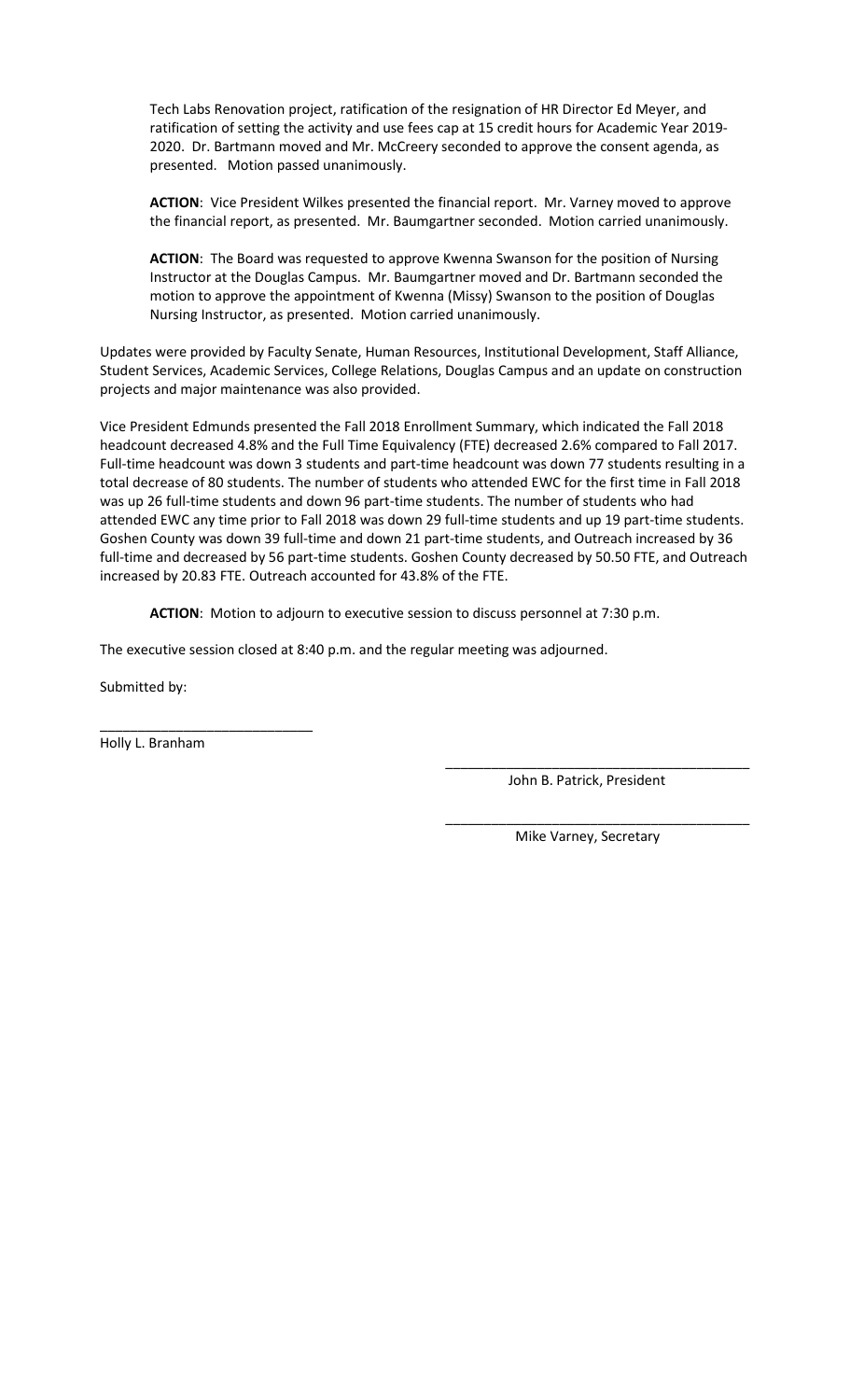Tech Labs Renovation project, ratification of the resignation of HR Director Ed Meyer, and ratification of setting the activity and use fees cap at 15 credit hours for Academic Year 2019-2020. Dr. Bartmann moved and Mr. McCreery seconded to approve the consent agenda, as presented. Motion passed unanimously.

**ACTION**: Vice President Wilkes presented the financial report. Mr. Varney moved to approve the financial report, as presented. Mr. Baumgartner seconded. Motion carried unanimously.

**ACTION**: The Board was requested to approve Kwenna Swanson for the position of Nursing Instructor at the Douglas Campus. Mr. Baumgartner moved and Dr. Bartmann seconded the motion to approve the appointment of Kwenna (Missy) Swanson to the position of Douglas Nursing Instructor, as presented. Motion carried unanimously.

Updates were provided by Faculty Senate, Human Resources, Institutional Development, Staff Alliance, Student Services, Academic Services, College Relations, Douglas Campus and an update on construction projects and major maintenance was also provided.

Vice President Edmunds presented the Fall 2018 Enrollment Summary, which indicated the Fall 2018 headcount decreased 4.8% and the Full Time Equivalency (FTE) decreased 2.6% compared to Fall 2017. Full-time headcount was down 3 students and part-time headcount was down 77 students resulting in a total decrease of 80 students. The number of students who attended EWC for the first time in Fall 2018 was up 26 full-time students and down 96 part-time students. The number of students who had attended EWC any time prior to Fall 2018 was down 29 full-time students and up 19 part-time students. Goshen County was down 39 full-time and down 21 part-time students, and Outreach increased by 36 full-time and decreased by 56 part-time students. Goshen County decreased by 50.50 FTE, and Outreach increased by 20.83 FTE. Outreach accounted for 43.8% of the FTE.

**ACTION**: Motion to adjourn to executive session to discuss personnel at 7:30 p.m.

The executive session closed at 8:40 p.m. and the regular meeting was adjourned.

Submitted by:

\_\_\_\_\_\_\_\_\_\_\_\_\_\_\_\_\_\_\_\_\_\_\_\_\_\_\_\_

Holly L. Branham

\_\_\_\_\_\_\_\_\_\_\_\_\_\_\_\_\_\_\_\_\_\_\_\_\_\_\_\_\_\_\_\_\_\_\_\_\_\_\_\_

John B. Patrick, President

\_\_\_\_\_\_\_\_\_\_\_\_\_\_\_\_\_\_\_\_\_\_\_\_\_\_\_\_\_\_\_\_\_\_\_\_\_\_\_\_

Mike Varney, Secretary